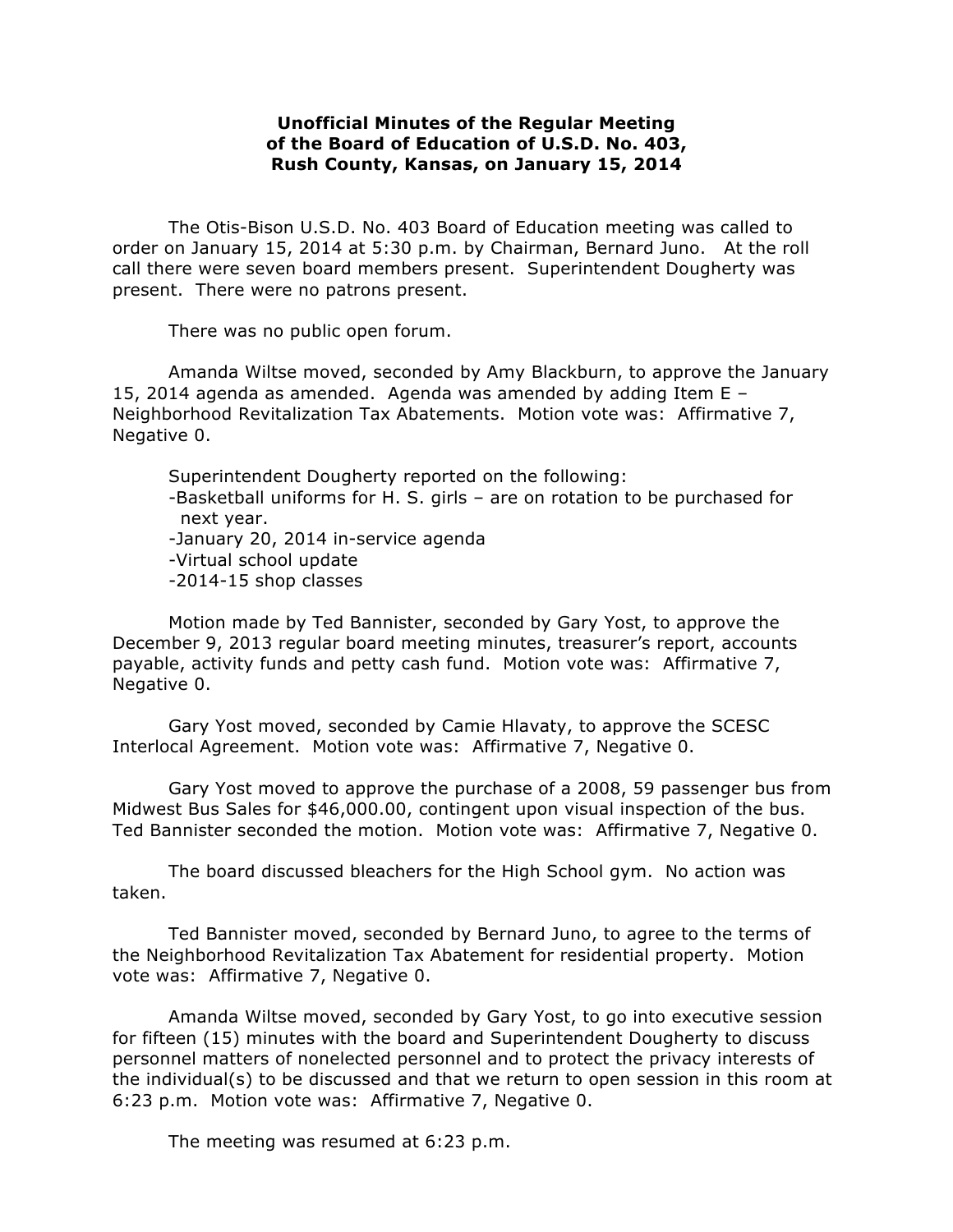**Unofficial Minutes of the Regular Meeting of the Board of Education of U.S.D. No. 403, Rush County, Kansas, on January 15, 2014**

The Otis-Bison U.S.D. No. 403 Board of Education meeting was called to order on January 15, 2014 at 5:30 p.m. by Chairman, Bernard Juno. At the roll call there were seven board members present. Superintendent Dougherty was present. There were no patrons present.

There was no public open forum.

Amanda Wiltse moved, seconded by Amy Blackburn, to approve the January 15, 2014 agenda as amended. Agenda was amended by adding Item E – Neighborhood Revitalization Tax Abatements. Motion vote was: Affirmative 7, Negative 0.

Superintendent Dougherty reported on the following:

- Basketball uniforms for H. S. girls – are on rotation to be purchased for next year.
- January 20, 2014 in-service agenda
- Virtual school update
- 2014-15 shop classes

Motion made by Ted Bannister, seconded by Gary Yost, to approve the December 9, 2013 regular board meeting minutes, treasurer's report, accounts payable, activity funds and petty cash fund. Motion vote was: Affirmative 7, Negative 0.

Gary Yost moved, seconded by Camie Hlavaty, to approve the SCESC Interlocal Agreement. Motion vote was: Affirmative 7, Negative 0.

Gary Yost moved to approve the purchase of a 2008, 59 passenger bus from Midwest Bus Sales for $46,000.00, contingent upon visual inspection of the bus. Ted Bannister seconded the motion. Motion vote was: Affirmative 7, Negative 0.

The board discussed bleachers for the High School gym. No action was taken.

Ted Bannister moved, seconded by Bernard Juno, to agree to the terms of the Neighborhood Revitalization Tax Abatement for residential property. Motion vote was: Affirmative 7, Negative 0.

Amanda Wiltse moved, seconded by Gary Yost, to go into executive session for fifteen (15) minutes with the board and Superintendent Dougherty to discuss personnel matters of nonelected personnel and to protect the privacy interests of the individual(s) to be discussed and that we return to open session in this room at 6:23 p.m. Motion vote was: Affirmative 7, Negative 0.

The meeting was resumed at 6:23 p.m.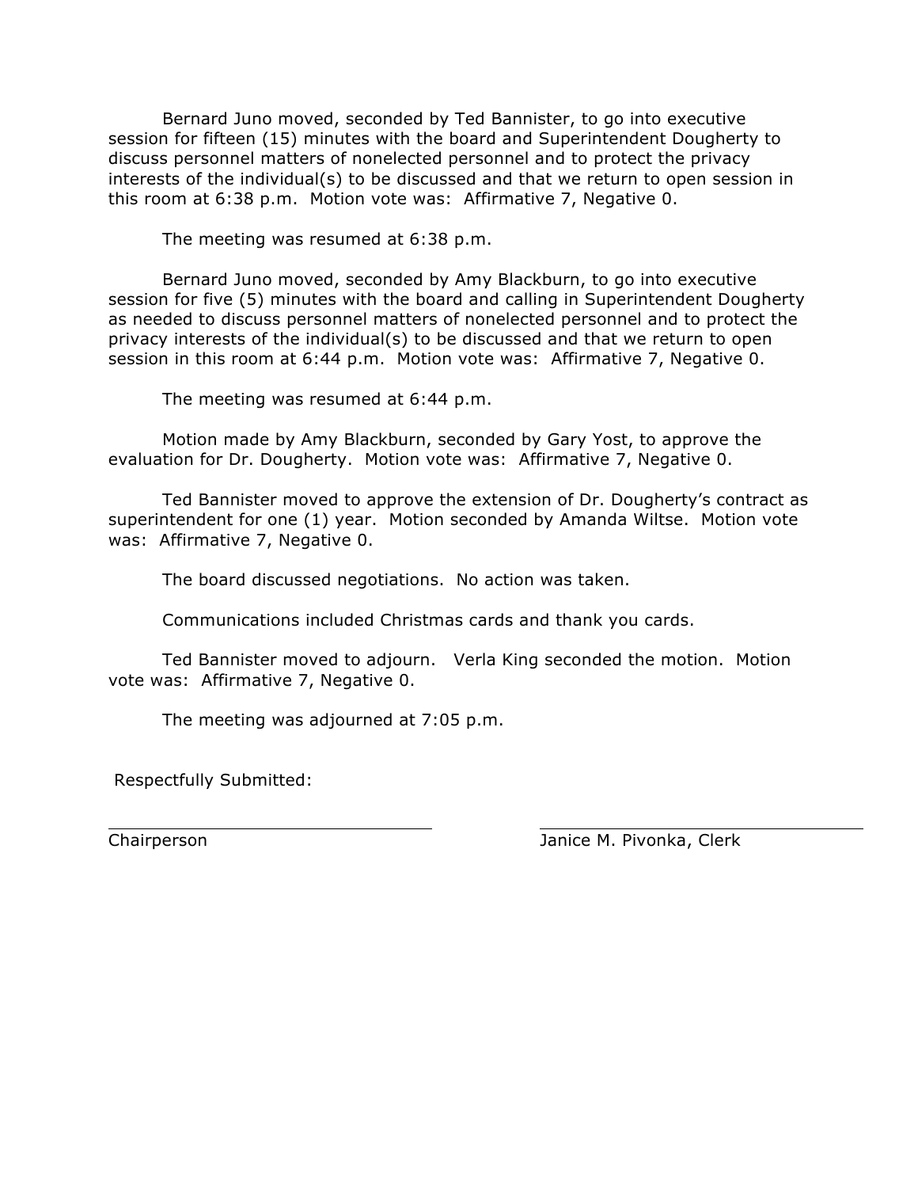Bernard Juno moved, seconded by Ted Bannister, to go into executive session for fifteen (15) minutes with the board and Superintendent Dougherty to discuss personnel matters of nonelected personnel and to protect the privacy interests of the individual(s) to be discussed and that we return to open session in this room at 6:38 p.m. Motion vote was: Affirmative 7, Negative 0.

The meeting was resumed at 6:38 p.m.

Bernard Juno moved, seconded by Amy Blackburn, to go into executive session for five (5) minutes with the board and calling in Superintendent Dougherty as needed to discuss personnel matters of nonelected personnel and to protect the privacy interests of the individual(s) to be discussed and that we return to open session in this room at 6:44 p.m. Motion vote was: Affirmative 7, Negative 0.

The meeting was resumed at 6:44 p.m.

Motion made by Amy Blackburn, seconded by Gary Yost, to approve the evaluation for Dr. Dougherty. Motion vote was: Affirmative 7, Negative 0.

Ted Bannister moved to approve the extension of Dr. Dougherty's contract as superintendent for one (1) year. Motion seconded by Amanda Wiltse. Motion vote was: Affirmative 7, Negative 0.

The board discussed negotiations. No action was taken.

Communications included Christmas cards and thank you cards.

Ted Bannister moved to adjourn. Verla King seconded the motion. Motion vote was: Affirmative 7, Negative 0.

The meeting was adjourned at 7:05 p.m.

Respectfully Submitted:

\_\_\_\_\_\_\_\_\_\_\_\_\_\_\_\_\_\_\_\_\_\_\_\_\_\_\_\_\_\_ \_\_\_\_\_\_\_\_\_\_\_\_\_\_\_\_\_\_\_\_\_\_\_\_\_\_\_\_\_\_

Chairperson Janice M. Pivonka, Clerk